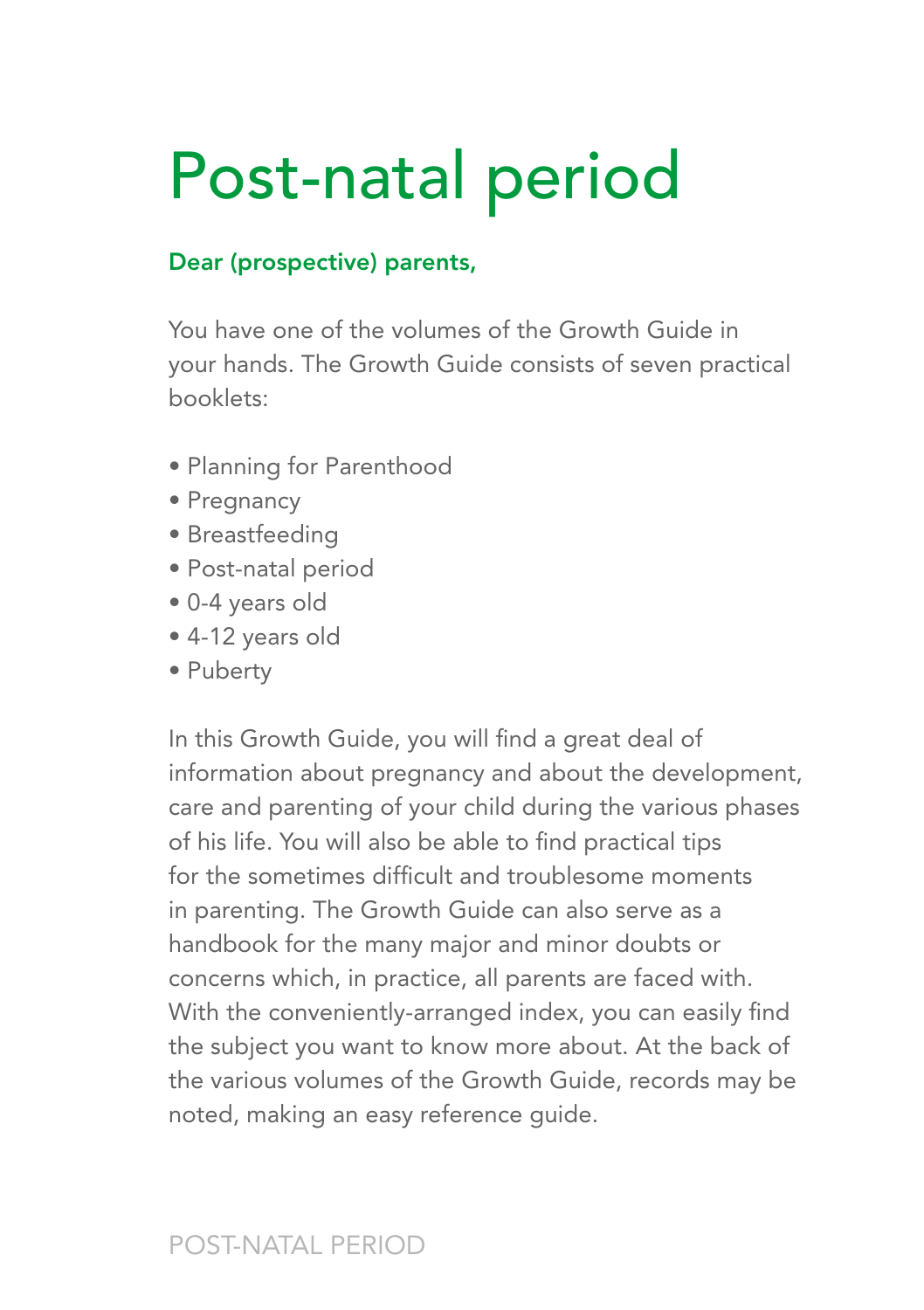# Post-natal period

**Dear (prospective) parents,**

You have one of the volumes of the Growth Guide in your hands. The Growth Guide consists of seven practical booklets:

- Planning for Parenthood
- Pregnancy
- Breastfeeding
- Post-natal period
- 0-4 years old
- 4-12 years old
- Puberty

In this Growth Guide, you will find a great deal of information about pregnancy and about the development, care and parenting of your child during the various phases of his life. You will also be able to find practical tips for the sometimes difficult and troublesome moments in parenting. The Growth Guide can also serve as a handbook for the many major and minor doubts or concerns which, in practice, all parents are faced with. With the conveniently-arranged index, you can easily find the subject you want to know more about. At the back of the various volumes of the Growth Guide, records may be noted, making an easy reference guide.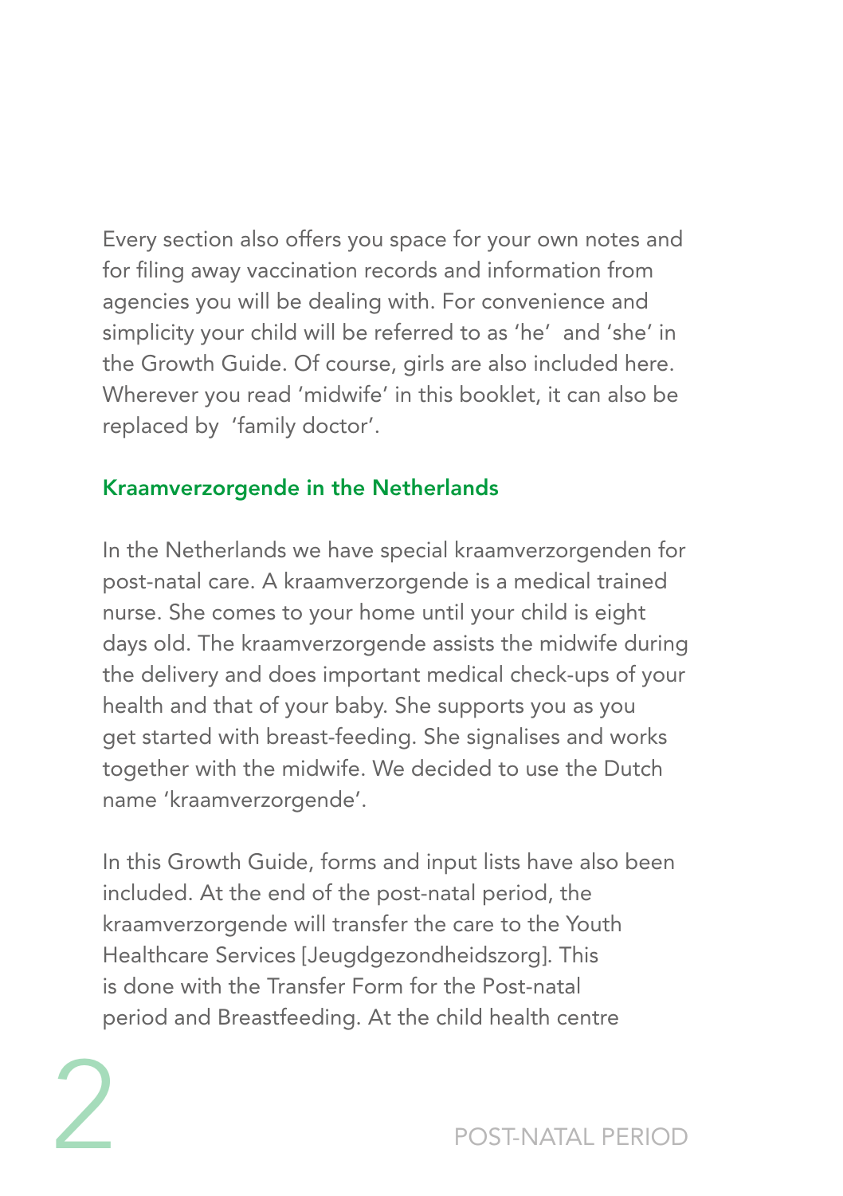Every section also offers you space for your own notes and for filing away vaccination records and information from agencies you will be dealing with. For convenience and simplicity your child will be referred to as 'he' and 'she' in the Growth Guide. Of course, girls are also included here. Wherever you read 'midwife' in this booklet, it can also be replaced by 'family doctor'.

## Kraamverzorgende in the Netherlands

In the Netherlands we have special kraamverzorgenden for post-natal care. A kraamverzorgende is a medical trained nurse. She comes to your home until your child is eight days old. The kraamverzorgende assists the midwife during the delivery and does important medical check-ups of your health and that of your baby. She supports you as you get started with breast-feeding. She signalises and works together with the midwife. We decided to use the Dutch name 'kraamverzorgende'.

In this Growth Guide, forms and input lists have also been included. At the end of the post-natal period, the kraamverzorgende will transfer the care to the Youth Healthcare Services [Jeugdgezondheidszorg]. This is done with the Transfer Form for the Post-natal period and Breastfeeding. At the child health centre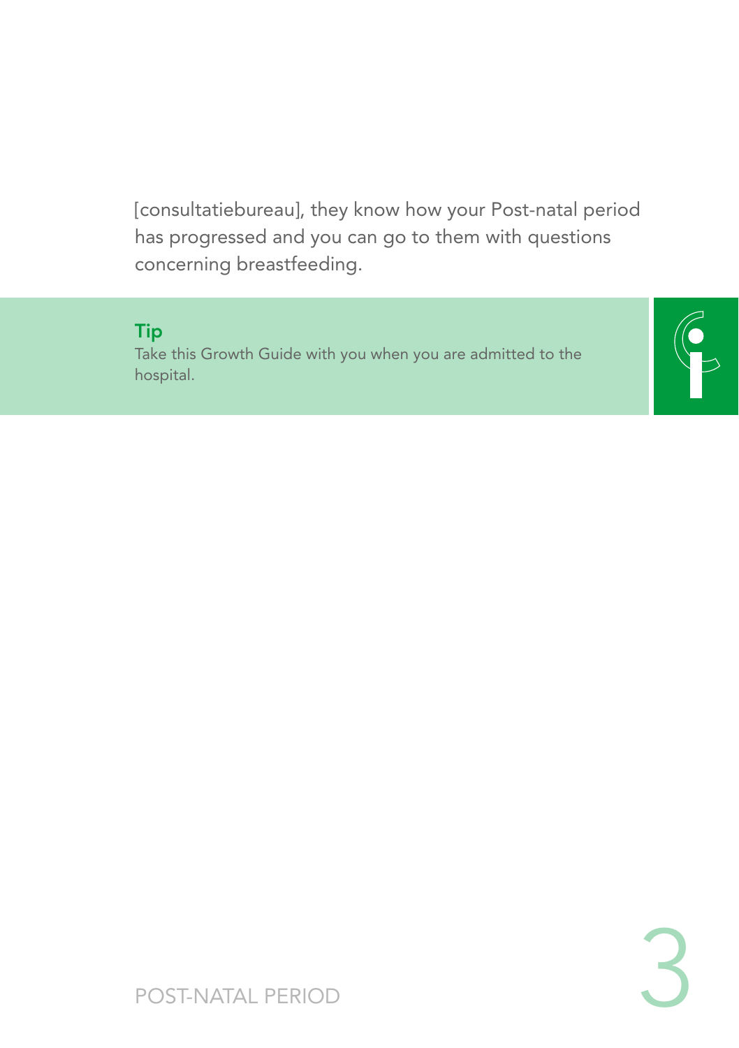[consultatiebureau], they know how your Post-natal period has progressed and you can go to them with questions concerning breastfeeding.

**Tip**
Take this Growth Guide with you when you are admitted to the hospital.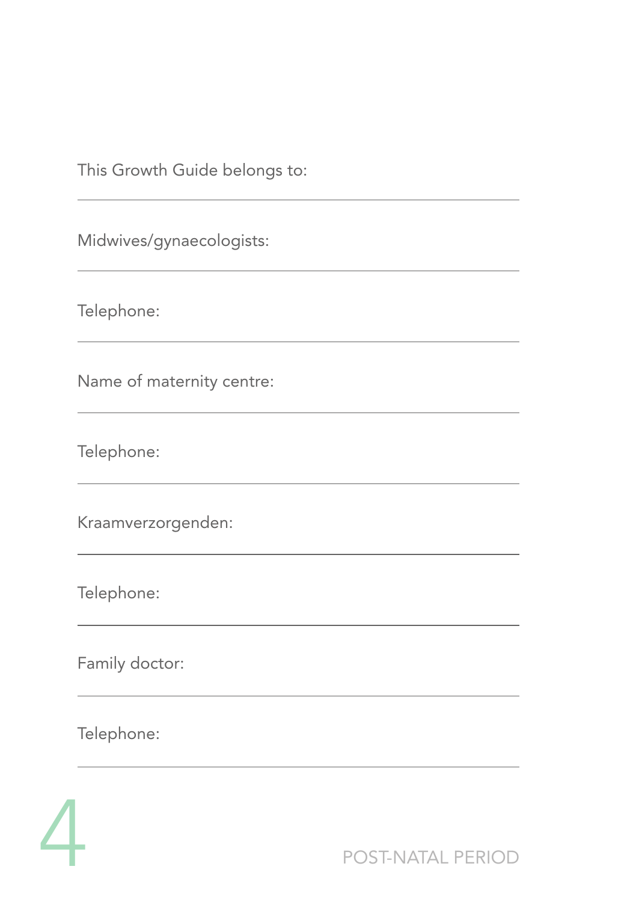This Growth Guide belongs to:

---

Midwives/gynaecologists:

---

Telephone:

---

Name of maternity centre:

---

Telephone:

---

Kraamverzorgenden:

---

Telephone:

---

Family doctor:

---

Telephone:

---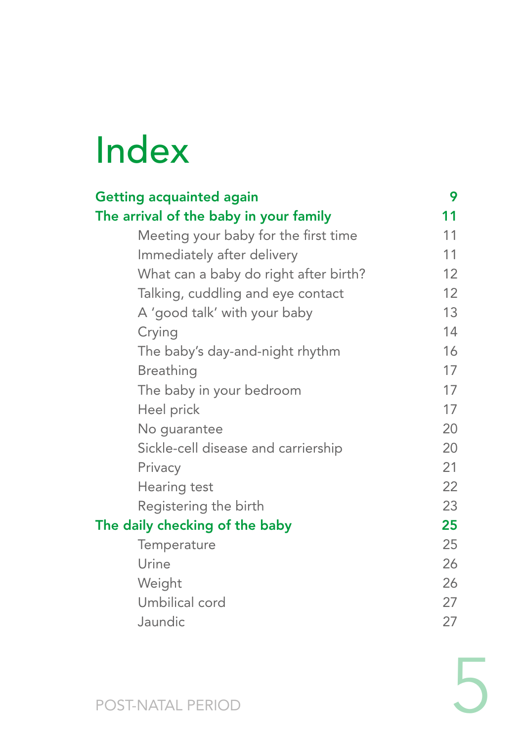# Index

| | |
|---|---|
| **Getting acquainted again** | **9** |
| **The arrival of the baby in your family** | **11** |
| Meeting your baby for the first time | 11 |
| Immediately after delivery | 11 |
| What can a baby do right after birth? | 12 |
| Talking, cuddling and eye contact | 12 |
| A 'good talk' with your baby | 13 |
| Crying | 14 |
| The baby's day-and-night rhythm | 16 |
| Breathing | 17 |
| The baby in your bedroom | 17 |
| Heel prick | 17 |
| No guarantee | 20 |
| Sickle-cell disease and carriership | 20 |
| Privacy | 21 |
| Hearing test | 22 |
| Registering the birth | 23 |
| **The daily checking of the baby** | **25** |
| Temperature | 25 |
| Urine | 26 |
| Weight | 26 |
| Umbilical cord | 27 |
| Jaundic | 27 |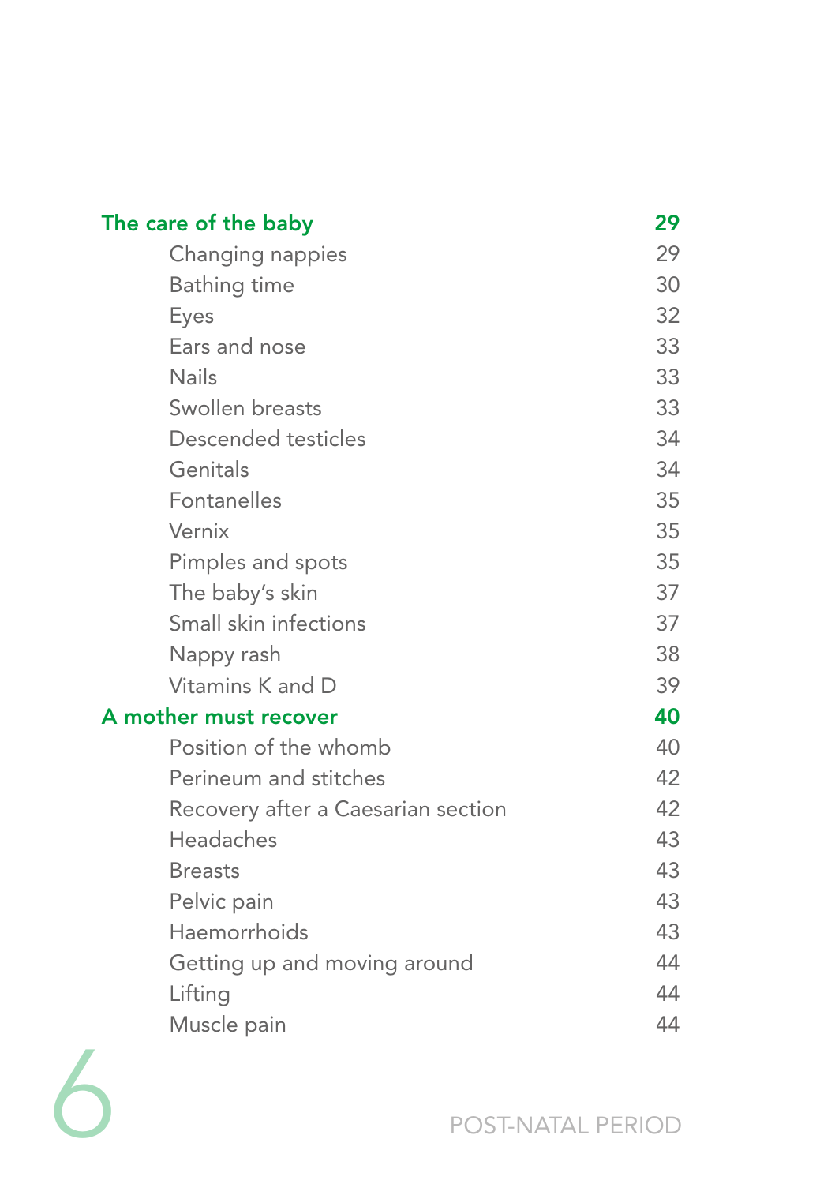| | |
|---|---|
| **The care of the baby** | **29** |
| Changing nappies | 29 |
| Bathing time | 30 |
| Eyes | 32 |
| Ears and nose | 33 |
| Nails | 33 |
| Swollen breasts | 33 |
| Descended testicles | 34 |
| Genitals | 34 |
| Fontanelles | 35 |
| Vernix | 35 |
| Pimples and spots | 35 |
| The baby's skin | 37 |
| Small skin infections | 37 |
| Nappy rash | 38 |
| Vitamins K and D | 39 |
| **A mother must recover** | **40** |
| Position of the whomb | 40 |
| Perineum and stitches | 42 |
| Recovery after a Caesarian section | 42 |
| Headaches | 43 |
| Breasts | 43 |
| Pelvic pain | 43 |
| Haemorrhoids | 43 |
| Getting up and moving around | 44 |
| Lifting | 44 |
| Muscle pain | 44 |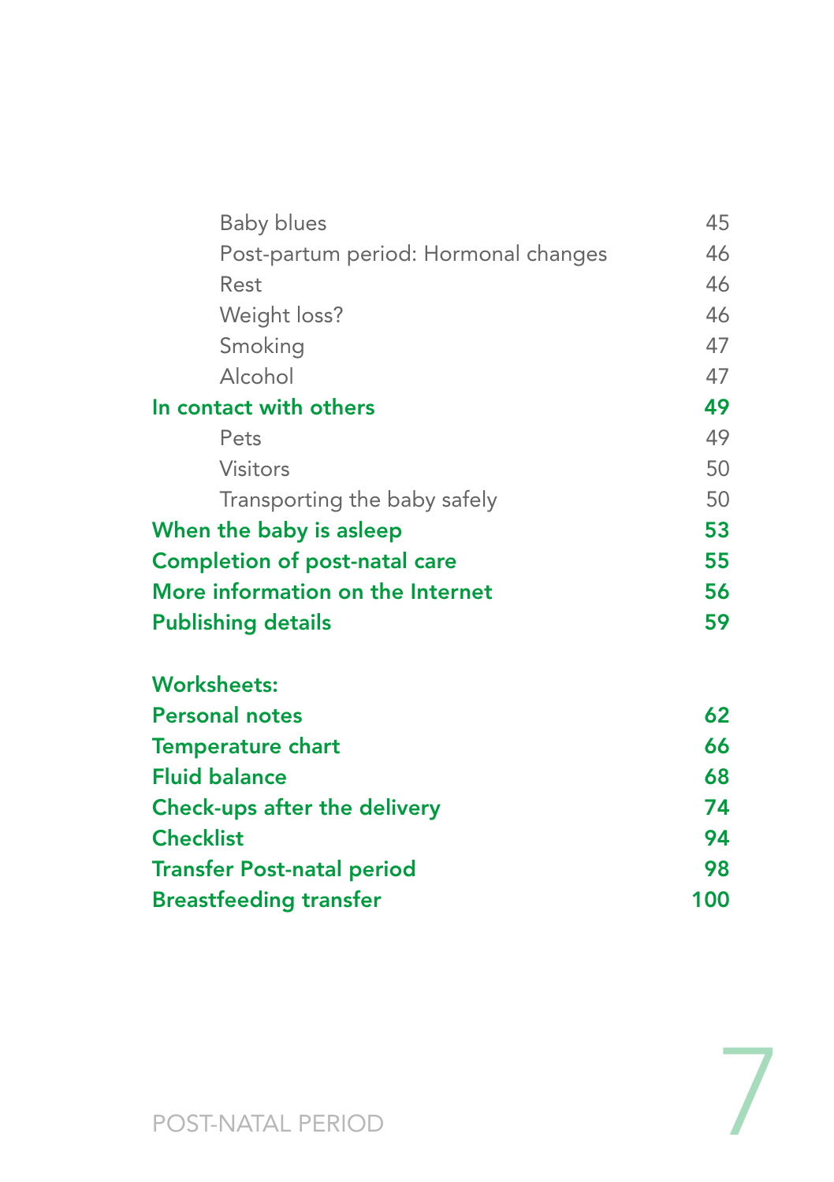| | |
|---|---|
| Baby blues | 45 |
| Post-partum period: Hormonal changes | 46 |
| Rest | 46 |
| Weight loss? | 46 |
| Smoking | 47 |
| Alcohol | 47 |
| **In contact with others** | **49** |
| Pets | 49 |
| Visitors | 50 |
| Transporting the baby safely | 50 |
| **When the baby is asleep** | **53** |
| **Completion of post-natal care** | **55** |
| **More information on the Internet** | **56** |
| **Publishing details** | **59** |

**Worksheets:**

| | |
|---|---|
| **Personal notes** | **62** |
| **Temperature chart** | **66** |
| **Fluid balance** | **68** |
| **Check-ups after the delivery** | **74** |
| **Checklist** | **94** |
| **Transfer Post-natal period** | **98** |
| **Breastfeeding transfer** | **100** |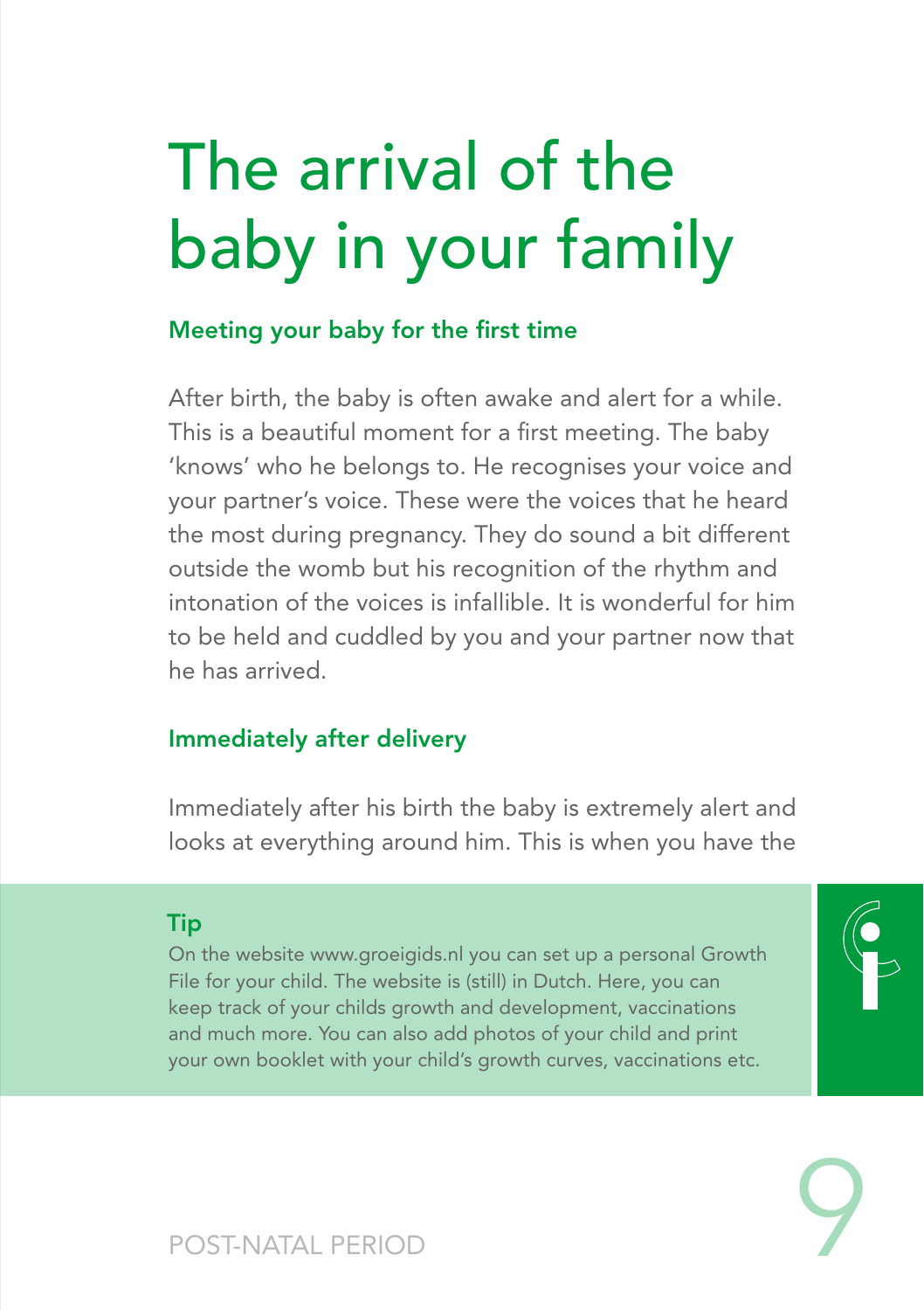# The arrival of the baby in your family

## Meeting your baby for the first time

After birth, the baby is often awake and alert for a while. This is a beautiful moment for a first meeting. The baby 'knows' who he belongs to. He recognises your voice and your partner's voice. These were the voices that he heard the most during pregnancy. They do sound a bit different outside the womb but his recognition of the rhythm and intonation of the voices is infallible. It is wonderful for him to be held and cuddled by you and your partner now that he has arrived.

## Immediately after delivery

Immediately after his birth the baby is extremely alert and looks at everything around him. This is when you have the

### Tip

On the website www.groeigids.nl you can set up a personal Growth File for your child. The website is (still) in Dutch. Here, you can keep track of your childs growth and development, vaccinations and much more. You can also add photos of your child and print your own booklet with your child's growth curves, vaccinations etc.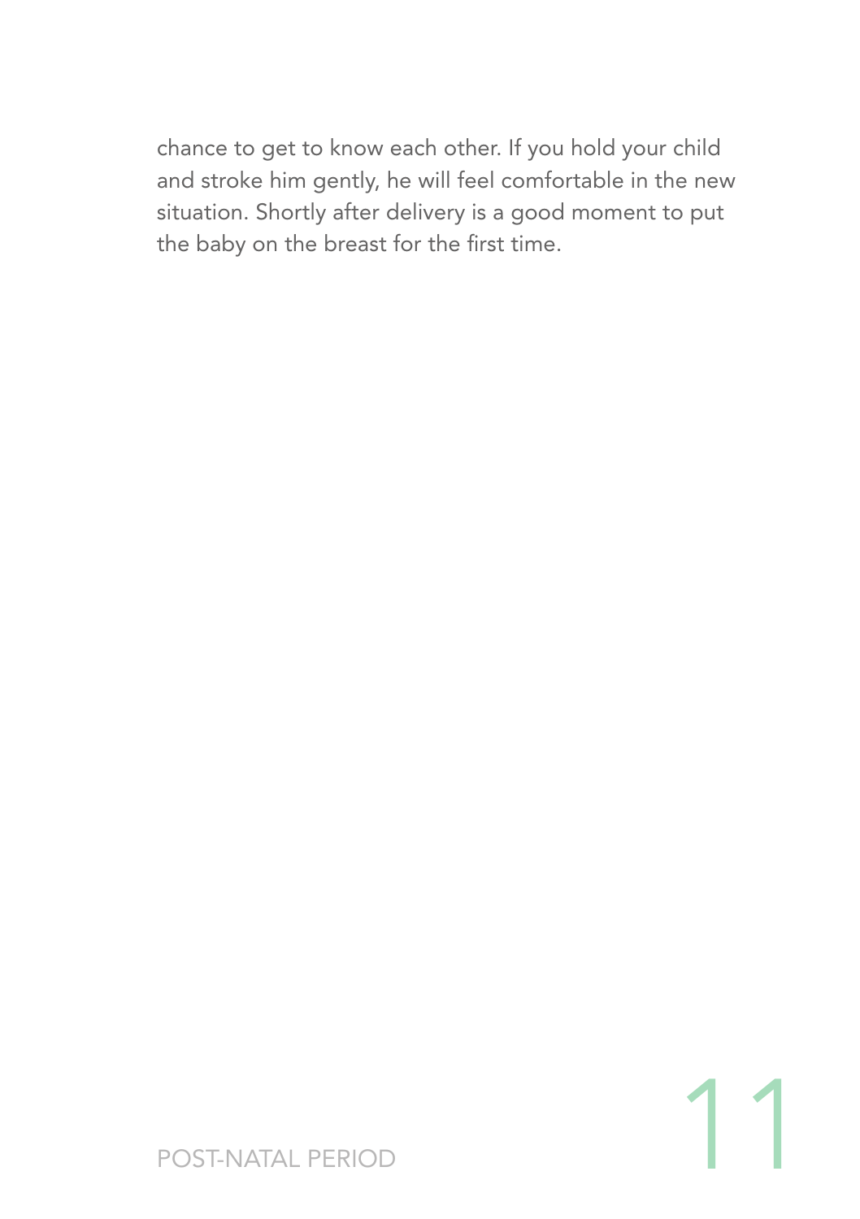chance to get to know each other. If you hold your child and stroke him gently, he will feel comfortable in the new situation. Shortly after delivery is a good moment to put the baby on the breast for the first time.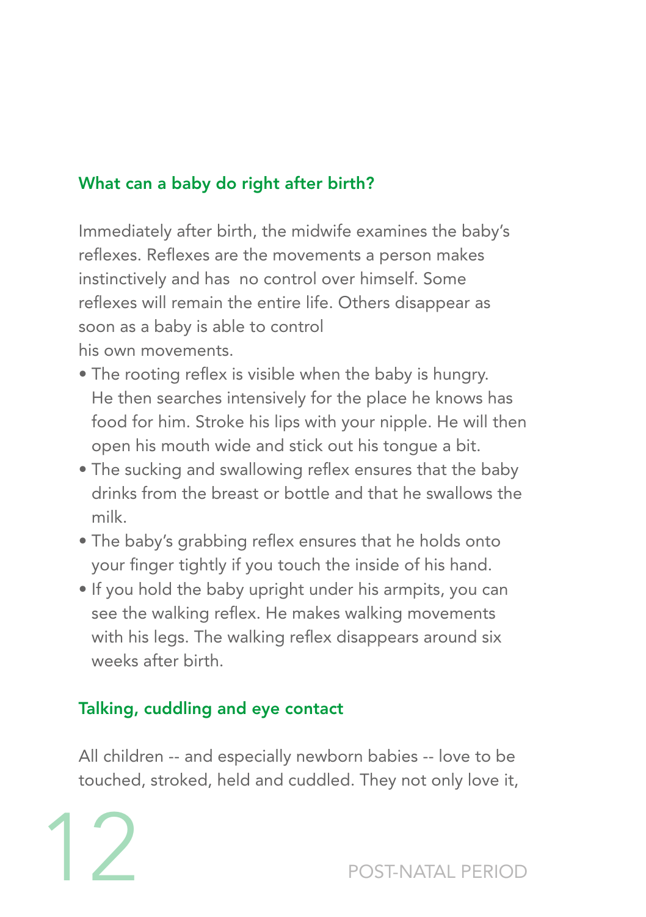## What can a baby do right after birth?

Immediately after birth, the midwife examines the baby's reflexes. Reflexes are the movements a person makes instinctively and has no control over himself. Some reflexes will remain the entire life. Others disappear as soon as a baby is able to control his own movements.

- The rooting reflex is visible when the baby is hungry. He then searches intensively for the place he knows has food for him. Stroke his lips with your nipple. He will then open his mouth wide and stick out his tongue a bit.
- The sucking and swallowing reflex ensures that the baby drinks from the breast or bottle and that he swallows the milk.
- The baby's grabbing reflex ensures that he holds onto your finger tightly if you touch the inside of his hand.
- If you hold the baby upright under his armpits, you can see the walking reflex. He makes walking movements with his legs. The walking reflex disappears around six weeks after birth.

## Talking, cuddling and eye contact

All children -- and especially newborn babies -- love to be touched, stroked, held and cuddled. They not only love it,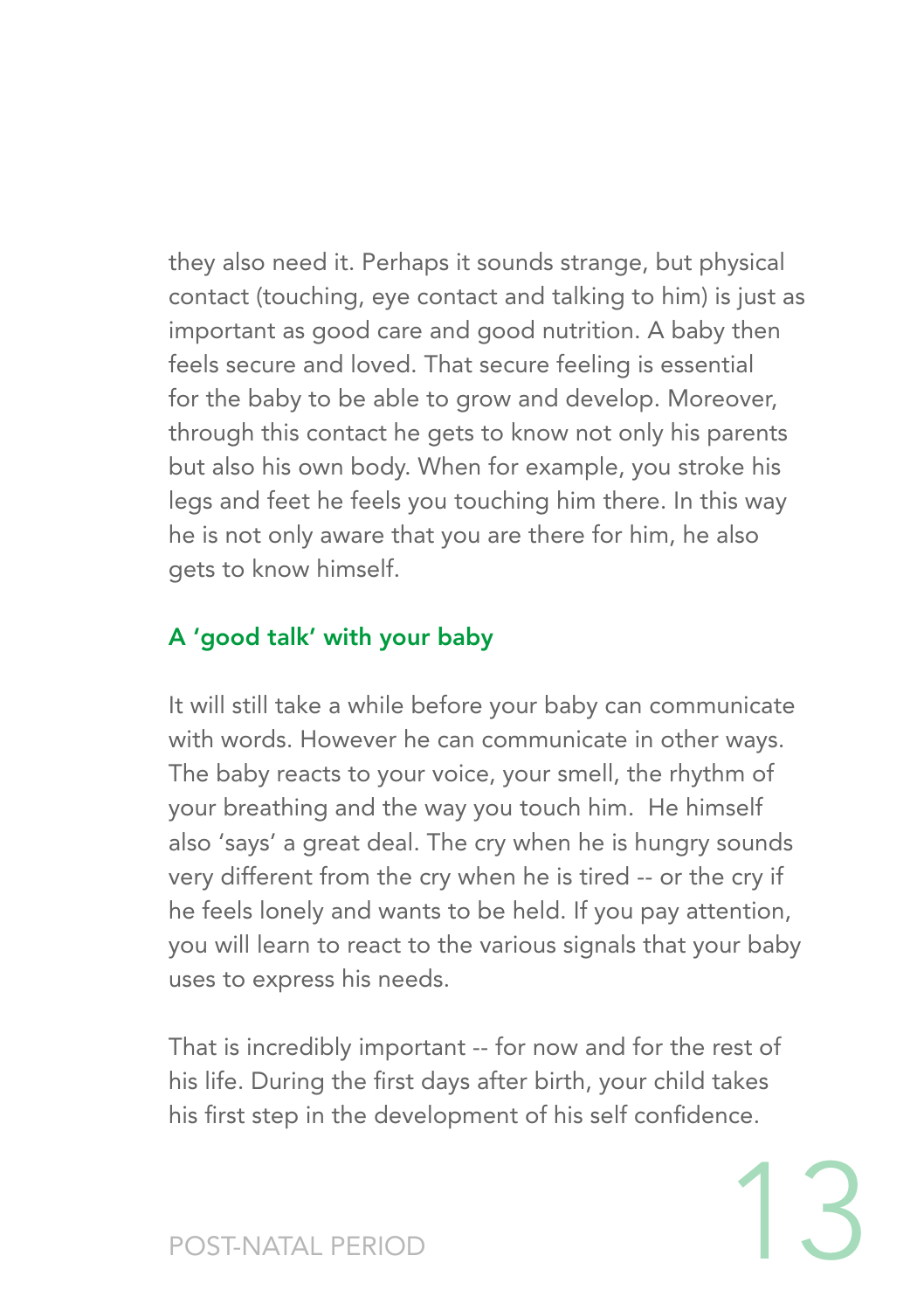they also need it. Perhaps it sounds strange, but physical contact (touching, eye contact and talking to him) is just as important as good care and good nutrition. A baby then feels secure and loved. That secure feeling is essential for the baby to be able to grow and develop. Moreover, through this contact he gets to know not only his parents but also his own body. When for example, you stroke his legs and feet he feels you touching him there. In this way he is not only aware that you are there for him, he also gets to know himself.

## A 'good talk' with your baby

It will still take a while before your baby can communicate with words. However he can communicate in other ways. The baby reacts to your voice, your smell, the rhythm of your breathing and the way you touch him. He himself also 'says' a great deal. The cry when he is hungry sounds very different from the cry when he is tired -- or the cry if he feels lonely and wants to be held. If you pay attention, you will learn to react to the various signals that your baby uses to express his needs.

That is incredibly important -- for now and for the rest of his life. During the first days after birth, your child takes his first step in the development of his self confidence.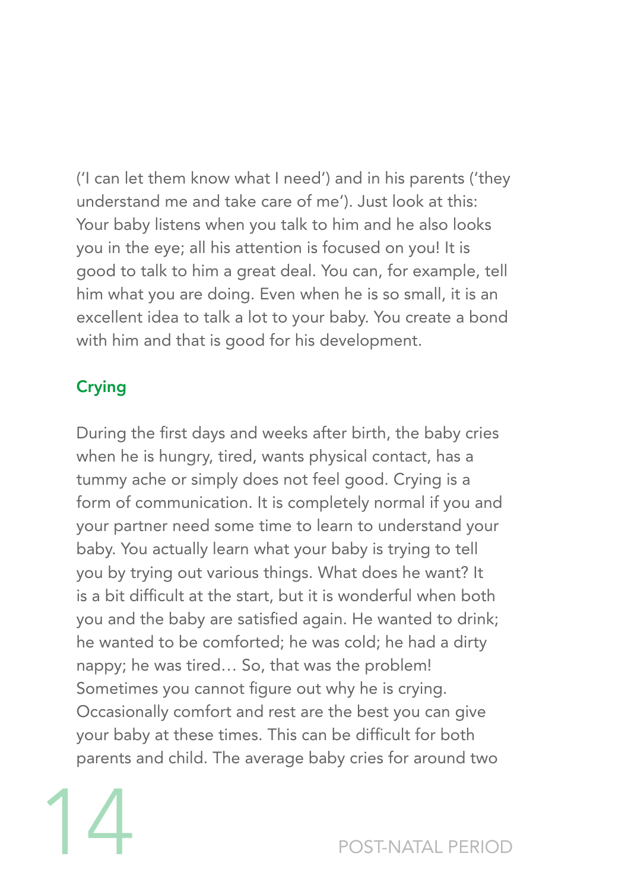('I can let them know what I need') and in his parents ('they understand me and take care of me'). Just look at this: Your baby listens when you talk to him and he also looks you in the eye; all his attention is focused on you! It is good to talk to him a great deal. You can, for example, tell him what you are doing. Even when he is so small, it is an excellent idea to talk a lot to your baby. You create a bond with him and that is good for his development.

## Crying

During the first days and weeks after birth, the baby cries when he is hungry, tired, wants physical contact, has a tummy ache or simply does not feel good. Crying is a form of communication. It is completely normal if you and your partner need some time to learn to understand your baby. You actually learn what your baby is trying to tell you by trying out various things. What does he want? It is a bit difficult at the start, but it is wonderful when both you and the baby are satisfied again. He wanted to drink; he wanted to be comforted; he was cold; he had a dirty nappy; he was tired… So, that was the problem! Sometimes you cannot figure out why he is crying. Occasionally comfort and rest are the best you can give your baby at these times. This can be difficult for both parents and child. The average baby cries for around two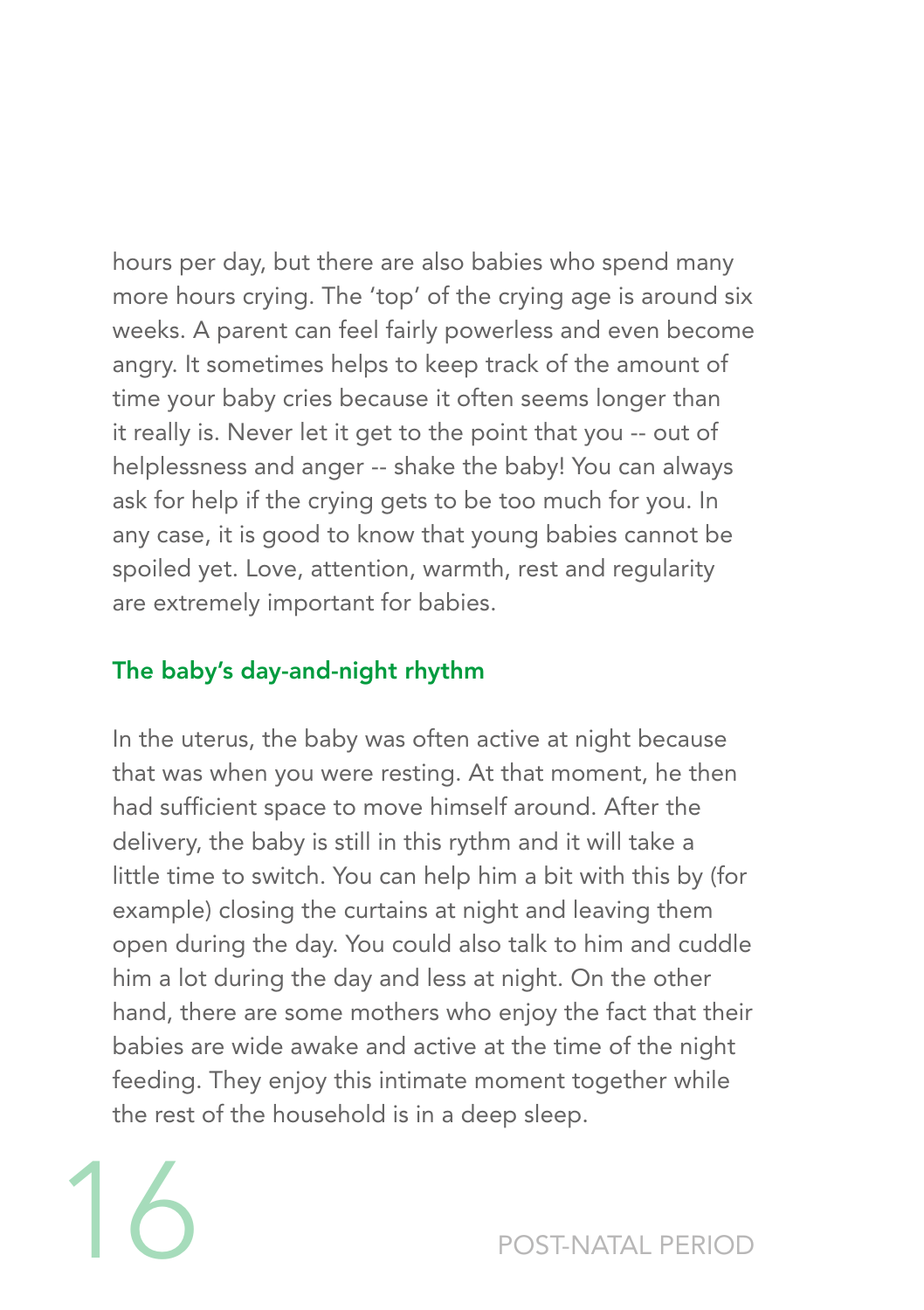hours per day, but there are also babies who spend many more hours crying. The 'top' of the crying age is around six weeks. A parent can feel fairly powerless and even become angry. It sometimes helps to keep track of the amount of time your baby cries because it often seems longer than it really is. Never let it get to the point that you -- out of helplessness and anger -- shake the baby! You can always ask for help if the crying gets to be too much for you. In any case, it is good to know that young babies cannot be spoiled yet. Love, attention, warmth, rest and regularity are extremely important for babies.

### The baby's day-and-night rhythm

In the uterus, the baby was often active at night because that was when you were resting. At that moment, he then had sufficient space to move himself around. After the delivery, the baby is still in this rythm and it will take a little time to switch. You can help him a bit with this by (for example) closing the curtains at night and leaving them open during the day. You could also talk to him and cuddle him a lot during the day and less at night. On the other hand, there are some mothers who enjoy the fact that their babies are wide awake and active at the time of the night feeding. They enjoy this intimate moment together while the rest of the household is in a deep sleep.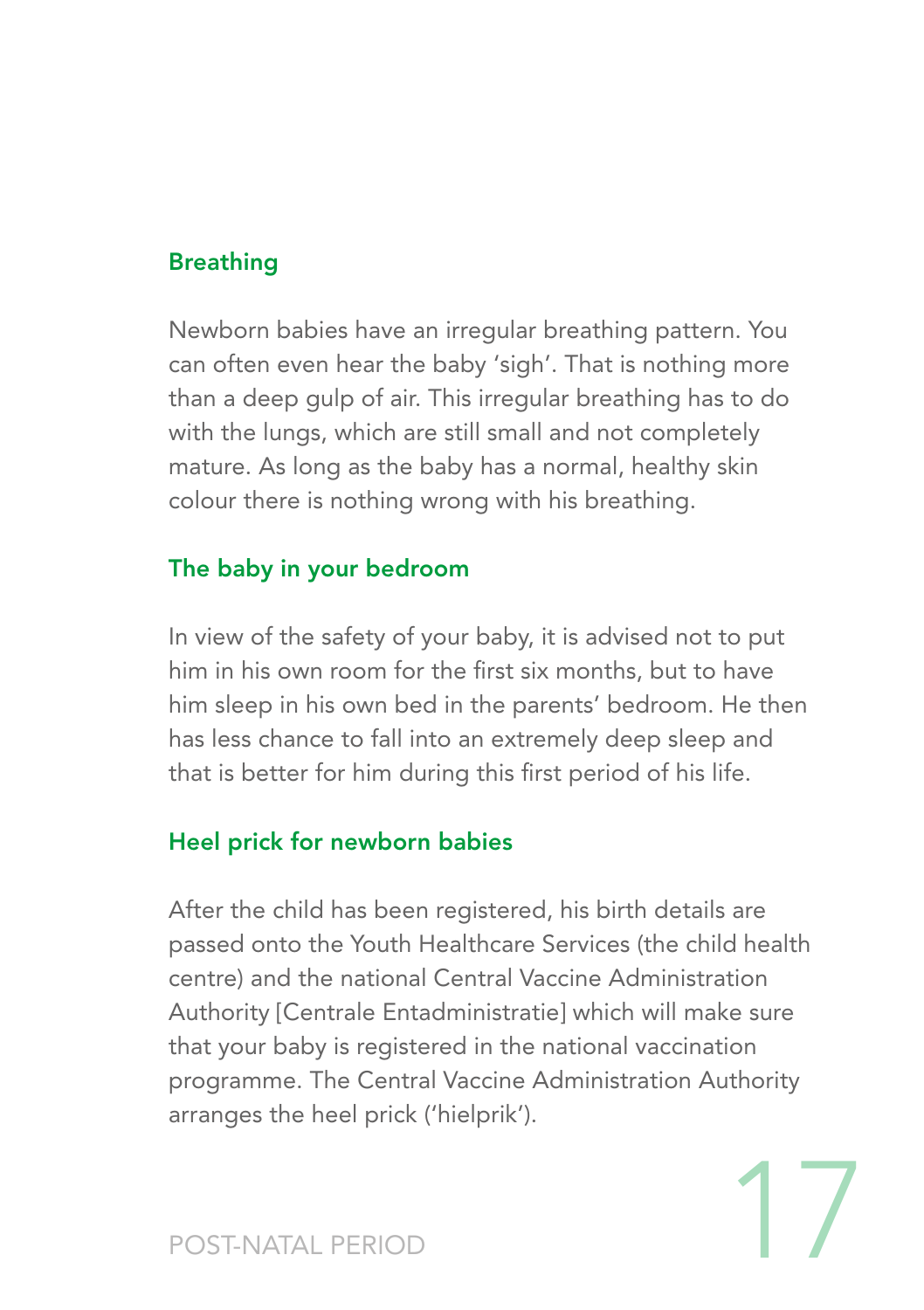## Breathing

Newborn babies have an irregular breathing pattern. You can often even hear the baby 'sigh'. That is nothing more than a deep gulp of air. This irregular breathing has to do with the lungs, which are still small and not completely mature. As long as the baby has a normal, healthy skin colour there is nothing wrong with his breathing.

## The baby in your bedroom

In view of the safety of your baby, it is advised not to put him in his own room for the first six months, but to have him sleep in his own bed in the parents' bedroom. He then has less chance to fall into an extremely deep sleep and that is better for him during this first period of his life.

## Heel prick for newborn babies

After the child has been registered, his birth details are passed onto the Youth Healthcare Services (the child health centre) and the national Central Vaccine Administration Authority [Centrale Entadministratie] which will make sure that your baby is registered in the national vaccination programme. The Central Vaccine Administration Authority arranges the heel prick ('hielprik').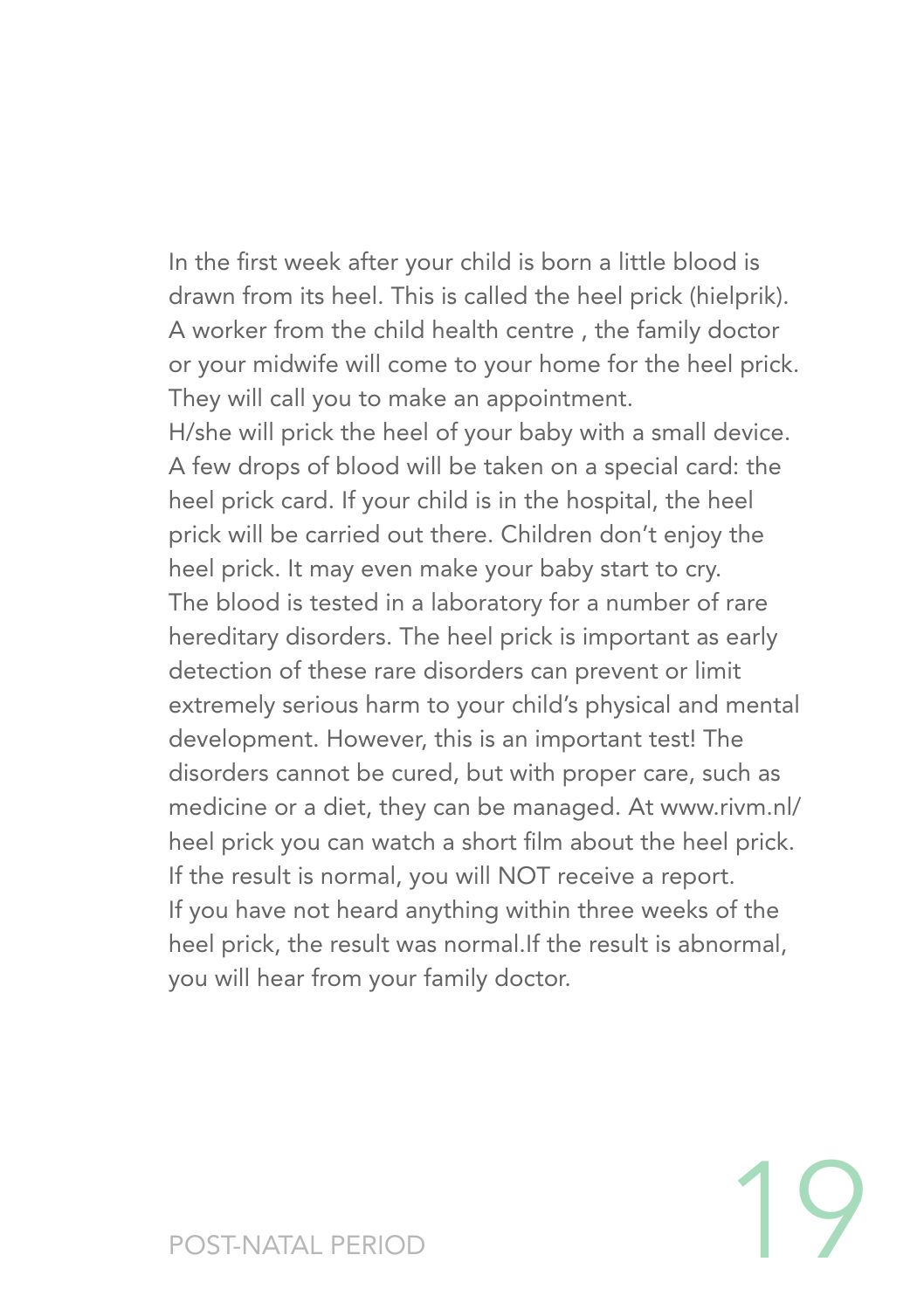In the first week after your child is born a little blood is drawn from its heel. This is called the heel prick (hielprik). A worker from the child health centre , the family doctor or your midwife will come to your home for the heel prick. They will call you to make an appointment.
H/she will prick the heel of your baby with a small device. A few drops of blood will be taken on a special card: the heel prick card. If your child is in the hospital, the heel prick will be carried out there. Children don't enjoy the heel prick. It may even make your baby start to cry.
The blood is tested in a laboratory for a number of rare hereditary disorders. The heel prick is important as early detection of these rare disorders can prevent or limit extremely serious harm to your child's physical and mental development. However, this is an important test! The disorders cannot be cured, but with proper care, such as medicine or a diet, they can be managed. At www.rivm.nl/heel prick you can watch a short film about the heel prick.
If the result is normal, you will NOT receive a report.
If you have not heard anything within three weeks of the heel prick, the result was normal.If the result is abnormal, you will hear from your family doctor.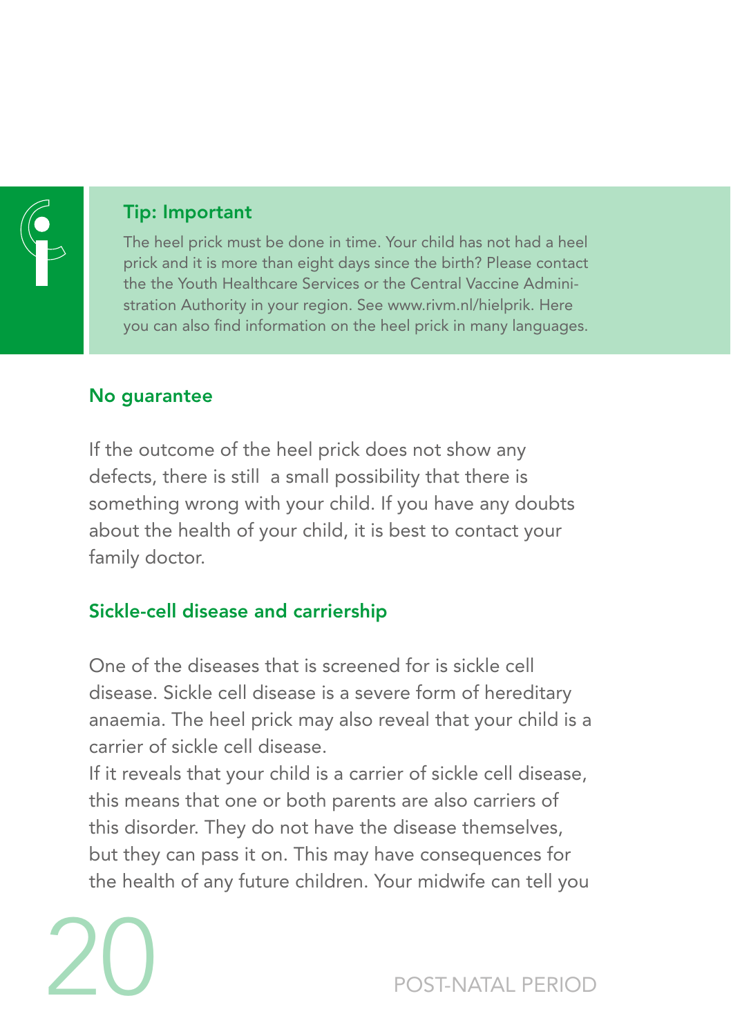### Tip: Important

The heel prick must be done in time. Your child has not had a heel prick and it is more than eight days since the birth? Please contact the the Youth Healthcare Services or the Central Vaccine Administration Authority in your region. See www.rivm.nl/hielprik. Here you can also find information on the heel prick in many languages.

### No guarantee

If the outcome of the heel prick does not show any defects, there is still a small possibility that there is something wrong with your child. If you have any doubts about the health of your child, it is best to contact your family doctor.

### Sickle-cell disease and carriership

One of the diseases that is screened for is sickle cell disease. Sickle cell disease is a severe form of hereditary anaemia. The heel prick may also reveal that your child is a carrier of sickle cell disease.
If it reveals that your child is a carrier of sickle cell disease, this means that one or both parents are also carriers of this disorder. They do not have the disease themselves, but they can pass it on. This may have consequences for the health of any future children. Your midwife can tell you